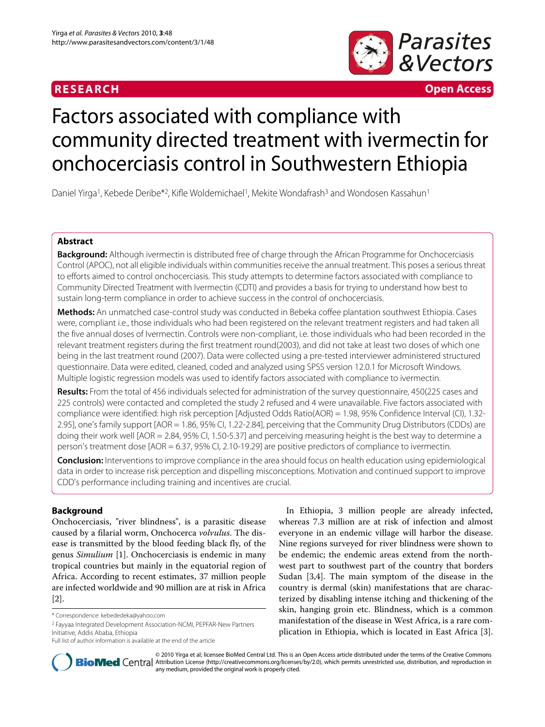**RESEARCH** **Open Access**

# Factors associated with compliance with community directed treatment with ivermectin for onchocerciasis control in Southwestern Ethiopia

Daniel Yirga[1], Kebede Deribe*[2], Kifle Woldemichael[1], Mekite Wondafrash[3] and Wondosen Kassahun[1]

## Abstract

**Background:** Although ivermectin is distributed free of charge through the African Programme for Onchocerciasis Control (APOC), not all eligible individuals within communities receive the annual treatment. This poses a serious threat to efforts aimed to control onchocerciasis. This study attempts to determine factors associated with compliance to Community Directed Treatment with Ivermectin (CDTI) and provides a basis for trying to understand how best to sustain long-term compliance in order to achieve success in the control of onchocerciasis.

**Methods:** An unmatched case-control study was conducted in Bebeka coffee plantation southwest Ethiopia. Cases were, compliant i.e., those individuals who had been registered on the relevant treatment registers and had taken all the five annual doses of Ivermectin. Controls were non-compliant, i.e. those individuals who had been recorded in the relevant treatment registers during the first treatment round(2003), and did not take at least two doses of which one being in the last treatment round (2007). Data were collected using a pre-tested interviewer administered structured questionnaire. Data were edited, cleaned, coded and analyzed using SPSS version 12.0.1 for Microsoft Windows. Multiple logistic regression models was used to identify factors associated with compliance to ivermectin.

**Results:** From the total of 456 individuals selected for administration of the survey questionnaire, 450(225 cases and 225 controls) were contacted and completed the study 2 refused and 4 were unavailable. Five factors associated with compliance were identified: high risk perception [Adjusted Odds Ratio(AOR) = 1.98, 95% Confidence Interval (CI), 1.32-2.95], one's family support [AOR = 1.86, 95% CI, 1.22-2.84], perceiving that the Community Drug Distributors (CDDs) are doing their work well [AOR = 2.84, 95% CI, 1.50-5.37] and perceiving measuring height is the best way to determine a person's treatment dose [AOR = 6.37, 95% CI, 2.10-19.29] are positive predictors of compliance to ivermectin.

**Conclusion:** Interventions to improve compliance in the area should focus on health education using epidemiological data in order to increase risk perception and dispelling misconceptions. Motivation and continued support to improve CDD's performance including training and incentives are crucial.

## Background

Onchocerciasis, "river blindness", is a parasitic disease caused by a filarial worm, Onchocerca *volvulus*. The disease is transmitted by the blood feeding black fly, of the genus *Simulium* [1]. Onchocerciasis is endemic in many tropical countries but mainly in the equatorial region of Africa. According to recent estimates, 37 million people are infected worldwide and 90 million are at risk in Africa [2].

In Ethiopia, 3 million people are already infected, whereas 7.3 million are at risk of infection and almost everyone in an endemic village will harbor the disease. Nine regions surveyed for river blindness were shown to be endemic; the endemic areas extend from the northwest part to southwest part of the country that borders Sudan [3,4]. The main symptom of the disease in the country is dermal (skin) manifestations that are characterized by disabling intense itching and thickening of the skin, hanging groin etc. Blindness, which is a common manifestation of the disease in West Africa, is a rare complication in Ethiopia, which is located in East Africa [3].

\* Correspondence: kebededeka@yahoo.com
[2] Fayyaa Integrated Development Association-NCMI, PEPFAR-New Partners Initiative, Addis Ababa, Ethiopia
Full list of author information is available at the end of the article

© 2010 Yirga et al; licensee BioMed Central Ltd. This is an Open Access article distributed under the terms of the Creative Commons Attribution License (http://creativecommons.org/licenses/by/2.0), which permits unrestricted use, distribution, and reproduction in any medium, provided the original work is properly cited.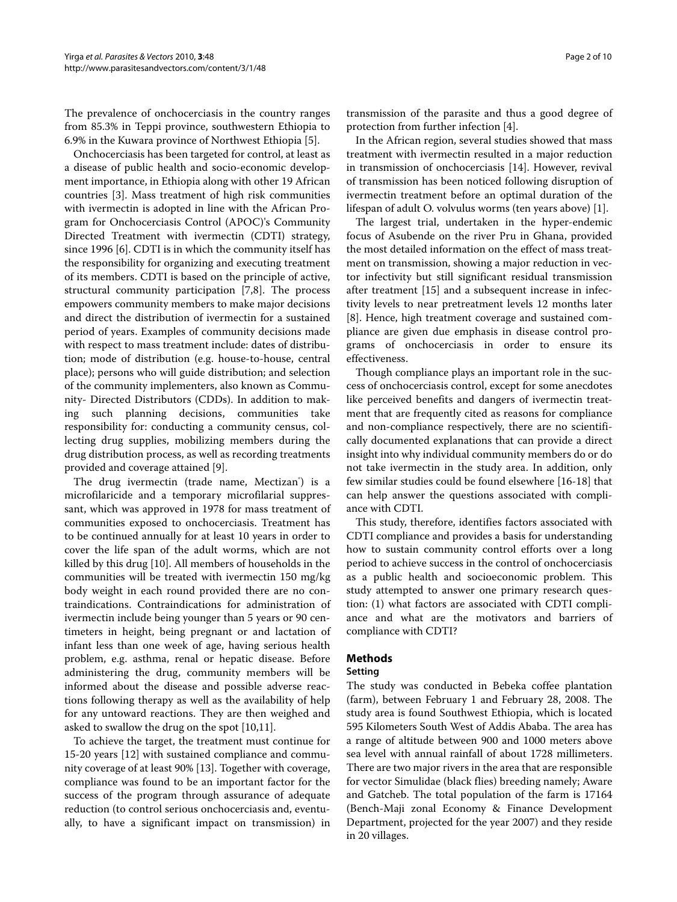The prevalence of onchocerciasis in the country ranges from 85.3% in Teppi province, southwestern Ethiopia to 6.9% in the Kuwara province of Northwest Ethiopia [5].

Onchocerciasis has been targeted for control, at least as a disease of public health and socio-economic development importance, in Ethiopia along with other 19 African countries [3]. Mass treatment of high risk communities with ivermectin is adopted in line with the African Program for Onchocerciasis Control (APOC)'s Community Directed Treatment with ivermectin (CDTI) strategy, since 1996 [6]. CDTI is in which the community itself has the responsibility for organizing and executing treatment of its members. CDTI is based on the principle of active, structural community participation [7,8]. The process empowers community members to make major decisions and direct the distribution of ivermectin for a sustained period of years. Examples of community decisions made with respect to mass treatment include: dates of distribution; mode of distribution (e.g. house-to-house, central place); persons who will guide distribution; and selection of the community implementers, also known as Community- Directed Distributors (CDDs). In addition to making such planning decisions, communities take responsibility for: conducting a community census, collecting drug supplies, mobilizing members during the drug distribution process, as well as recording treatments provided and coverage attained [9].

The drug ivermectin (trade name, Mectizan®) is a microfilaricide and a temporary microfilarial suppressant, which was approved in 1978 for mass treatment of communities exposed to onchocerciasis. Treatment has to be continued annually for at least 10 years in order to cover the life span of the adult worms, which are not killed by this drug [10]. All members of households in the communities will be treated with ivermectin 150 mg/kg body weight in each round provided there are no contraindications. Contraindications for administration of ivermectin include being younger than 5 years or 90 centimeters in height, being pregnant or and lactation of infant less than one week of age, having serious health problem, e.g. asthma, renal or hepatic disease. Before administering the drug, community members will be informed about the disease and possible adverse reactions following therapy as well as the availability of help for any untoward reactions. They are then weighed and asked to swallow the drug on the spot [10,11].

To achieve the target, the treatment must continue for 15-20 years [12] with sustained compliance and community coverage of at least 90% [13]. Together with coverage, compliance was found to be an important factor for the success of the program through assurance of adequate reduction (to control serious onchocerciasis and, eventually, to have a significant impact on transmission) in transmission of the parasite and thus a good degree of protection from further infection [4].

In the African region, several studies showed that mass treatment with ivermectin resulted in a major reduction in transmission of onchocerciasis [14]. However, revival of transmission has been noticed following disruption of ivermectin treatment before an optimal duration of the lifespan of adult O. volvulus worms (ten years above) [1].

The largest trial, undertaken in the hyper-endemic focus of Asubende on the river Pru in Ghana, provided the most detailed information on the effect of mass treatment on transmission, showing a major reduction in vector infectivity but still significant residual transmission after treatment [15] and a subsequent increase in infectivity levels to near pretreatment levels 12 months later [8]. Hence, high treatment coverage and sustained compliance are given due emphasis in disease control programs of onchocerciasis in order to ensure its effectiveness.

Though compliance plays an important role in the success of onchocerciasis control, except for some anecdotes like perceived benefits and dangers of ivermectin treatment that are frequently cited as reasons for compliance and non-compliance respectively, there are no scientifically documented explanations that can provide a direct insight into why individual community members do or do not take ivermectin in the study area. In addition, only few similar studies could be found elsewhere [16-18] that can help answer the questions associated with compliance with CDTI.

This study, therefore, identifies factors associated with CDTI compliance and provides a basis for understanding how to sustain community control efforts over a long period to achieve success in the control of onchocerciasis as a public health and socioeconomic problem. This study attempted to answer one primary research question: (1) what factors are associated with CDTI compliance and what are the motivators and barriers of compliance with CDTI?

## Methods

### Setting

The study was conducted in Bebeka coffee plantation (farm), between February 1 and February 28, 2008. The study area is found Southwest Ethiopia, which is located 595 Kilometers South West of Addis Ababa. The area has a range of altitude between 900 and 1000 meters above sea level with annual rainfall of about 1728 millimeters. There are two major rivers in the area that are responsible for vector Simulidae (black flies) breeding namely; Aware and Gatcheb. The total population of the farm is 17164 (Bench-Maji zonal Economy & Finance Development Department, projected for the year 2007) and they reside in 20 villages.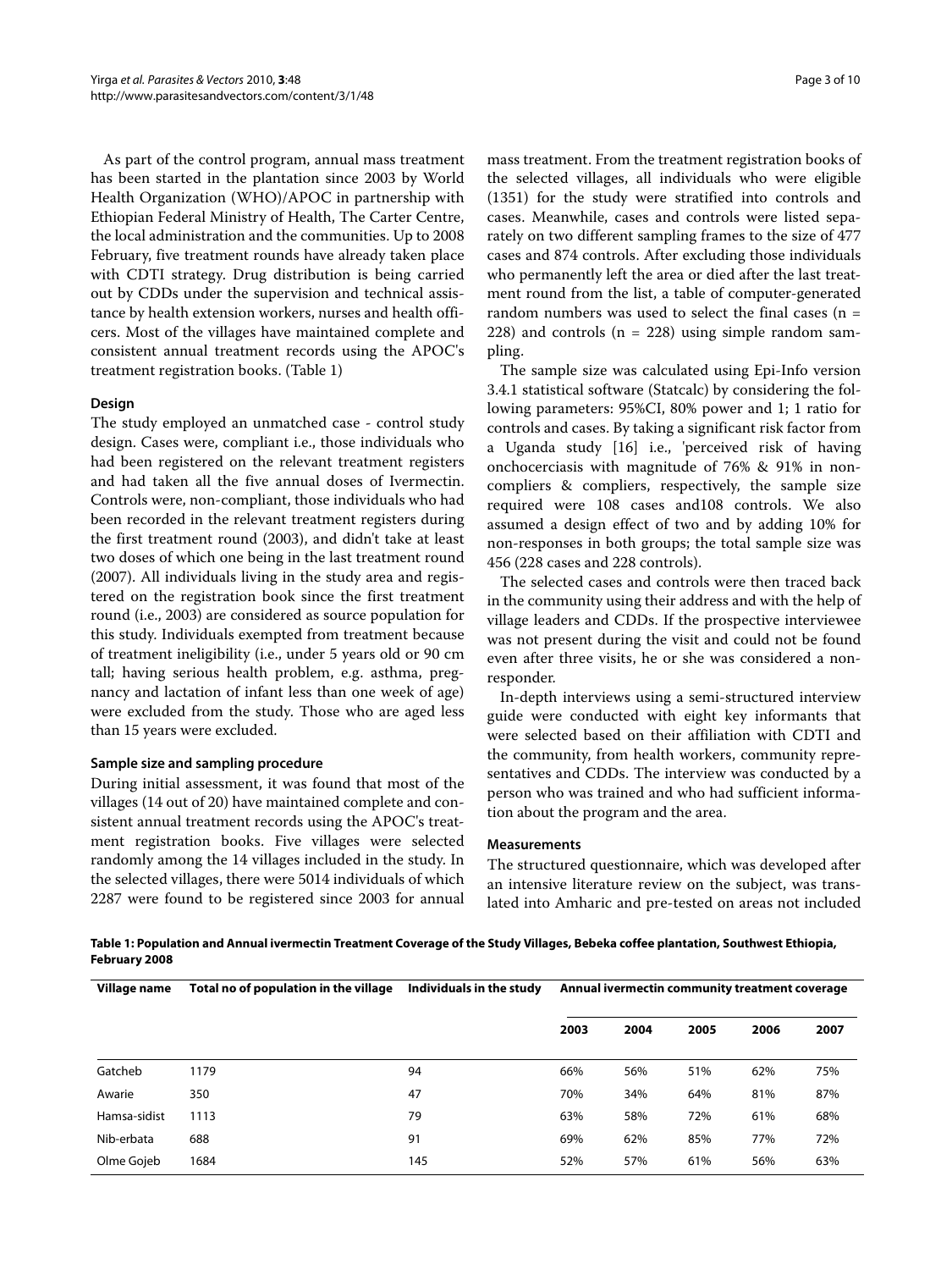As part of the control program, annual mass treatment has been started in the plantation since 2003 by World Health Organization (WHO)/APOC in partnership with Ethiopian Federal Ministry of Health, The Carter Centre, the local administration and the communities. Up to 2008 February, five treatment rounds have already taken place with CDTI strategy. Drug distribution is being carried out by CDDs under the supervision and technical assistance by health extension workers, nurses and health officers. Most of the villages have maintained complete and consistent annual treatment records using the APOC's treatment registration books. (Table 1)

### Design

The study employed an unmatched case - control study design. Cases were, compliant i.e., those individuals who had been registered on the relevant treatment registers and had taken all the five annual doses of Ivermectin. Controls were, non-compliant, those individuals who had been recorded in the relevant treatment registers during the first treatment round (2003), and didn't take at least two doses of which one being in the last treatment round (2007). All individuals living in the study area and registered on the registration book since the first treatment round (i.e., 2003) are considered as source population for this study. Individuals exempted from treatment because of treatment ineligibility (i.e., under 5 years old or 90 cm tall; having serious health problem, e.g. asthma, pregnancy and lactation of infant less than one week of age) were excluded from the study. Those who are aged less than 15 years were excluded.

### Sample size and sampling procedure

During initial assessment, it was found that most of the villages (14 out of 20) have maintained complete and consistent annual treatment records using the APOC's treatment registration books. Five villages were selected randomly among the 14 villages included in the study. In the selected villages, there were 5014 individuals of which 2287 were found to be registered since 2003 for annual mass treatment. From the treatment registration books of the selected villages, all individuals who were eligible (1351) for the study were stratified into controls and cases. Meanwhile, cases and controls were listed separately on two different sampling frames to the size of 477 cases and 874 controls. After excluding those individuals who permanently left the area or died after the last treatment round from the list, a table of computer-generated random numbers was used to select the final cases (n = 228) and controls (n = 228) using simple random sampling.

The sample size was calculated using Epi-Info version 3.4.1 statistical software (Statcalc) by considering the following parameters: 95%CI, 80% power and 1; 1 ratio for controls and cases. By taking a significant risk factor from a Uganda study [16] i.e., 'perceived risk of having onchocerciasis with magnitude of 76% & 91% in noncompliers & compliers, respectively, the sample size required were 108 cases and108 controls. We also assumed a design effect of two and by adding 10% for non-responses in both groups; the total sample size was 456 (228 cases and 228 controls).

The selected cases and controls were then traced back in the community using their address and with the help of village leaders and CDDs. If the prospective interviewee was not present during the visit and could not be found even after three visits, he or she was considered a non-responder.

In-depth interviews using a semi-structured interview guide were conducted with eight key informants that were selected based on their affiliation with CDTI and the community, from health workers, community representatives and CDDs. The interview was conducted by a person who was trained and who had sufficient information about the program and the area.

### Measurements

The structured questionnaire, which was developed after an intensive literature review on the subject, was translated into Amharic and pre-tested on areas not included

**Table 1: Population and Annual ivermectin Treatment Coverage of the Study Villages, Bebeka coffee plantation, Southwest Ethiopia, February 2008**

| Village name | Total no of population in the village | Individuals in the study | Annual ivermectin community treatment coverage | | | | |
|---|---|---|---|---|---|---|---|
| | | | 2003 | 2004 | 2005 | 2006 | 2007 |
| Gatcheb | 1179 | 94 | 66% | 56% | 51% | 62% | 75% |
| Awarie | 350 | 47 | 70% | 34% | 64% | 81% | 87% |
| Hamsa-sidist | 1113 | 79 | 63% | 58% | 72% | 61% | 68% |
| Nib-erbata | 688 | 91 | 69% | 62% | 85% | 77% | 72% |
| Olme Gojeb | 1684 | 145 | 52% | 57% | 61% | 56% | 63% |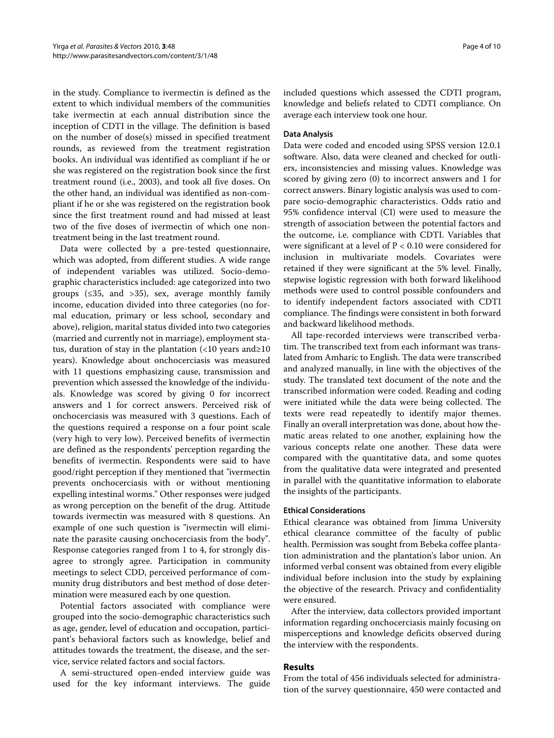in the study. Compliance to ivermectin is defined as the extent to which individual members of the communities take ivermectin at each annual distribution since the inception of CDTI in the village. The definition is based on the number of dose(s) missed in specified treatment rounds, as reviewed from the treatment registration books. An individual was identified as compliant if he or she was registered on the registration book since the first treatment round (i.e., 2003), and took all five doses. On the other hand, an individual was identified as non-compliant if he or she was registered on the registration book since the first treatment round and had missed at least two of the five doses of ivermectin of which one non-treatment being in the last treatment round.

Data were collected by a pre-tested questionnaire, which was adopted, from different studies. A wide range of independent variables was utilized. Socio-demographic characteristics included: age categorized into two groups (≤35, and >35), sex, average monthly family income, education divided into three categories (no formal education, primary or less school, secondary and above), religion, marital status divided into two categories (married and currently not in marriage), employment status, duration of stay in the plantation (<10 years and≥10 years). Knowledge about onchocerciasis was measured with 11 questions emphasizing cause, transmission and prevention which assessed the knowledge of the individuals. Knowledge was scored by giving 0 for incorrect answers and 1 for correct answers. Perceived risk of onchocerciasis was measured with 3 questions. Each of the questions required a response on a four point scale (very high to very low). Perceived benefits of ivermectin are defined as the respondents' perception regarding the benefits of ivermectin. Respondents were said to have good/right perception if they mentioned that "ivermectin prevents onchocerciasis with or without mentioning expelling intestinal worms." Other responses were judged as wrong perception on the benefit of the drug. Attitude towards ivermectin was measured with 8 questions. An example of one such question is "ivermectin will eliminate the parasite causing onchocerciasis from the body". Response categories ranged from 1 to 4, for strongly disagree to strongly agree. Participation in community meetings to select CDD, perceived performance of community drug distributors and best method of dose determination were measured each by one question.

Potential factors associated with compliance were grouped into the socio-demographic characteristics such as age, gender, level of education and occupation, participant's behavioral factors such as knowledge, belief and attitudes towards the treatment, the disease, and the service, service related factors and social factors.

A semi-structured open-ended interview guide was used for the key informant interviews. The guide included questions which assessed the CDTI program, knowledge and beliefs related to CDTI compliance. On average each interview took one hour.

### Data Analysis

Data were coded and encoded using SPSS version 12.0.1 software. Also, data were cleaned and checked for outliers, inconsistencies and missing values. Knowledge was scored by giving zero (0) to incorrect answers and 1 for correct answers. Binary logistic analysis was used to compare socio-demographic characteristics. Odds ratio and 95% confidence interval (CI) were used to measure the strength of association between the potential factors and the outcome, i.e. compliance with CDTI. Variables that were significant at a level of $P < 0.10$ were considered for inclusion in multivariate models. Covariates were retained if they were significant at the 5% level. Finally, stepwise logistic regression with both forward likelihood methods were used to control possible confounders and to identify independent factors associated with CDTI compliance. The findings were consistent in both forward and backward likelihood methods.

All tape-recorded interviews were transcribed verbatim. The transcribed text from each informant was translated from Amharic to English. The data were transcribed and analyzed manually, in line with the objectives of the study. The translated text document of the note and the transcribed information were coded. Reading and coding were initiated while the data were being collected. The texts were read repeatedly to identify major themes. Finally an overall interpretation was done, about how thematic areas related to one another, explaining how the various concepts relate one another. These data were compared with the quantitative data, and some quotes from the qualitative data were integrated and presented in parallel with the quantitative information to elaborate the insights of the participants.

### Ethical Considerations

Ethical clearance was obtained from Jimma University ethical clearance committee of the faculty of public health. Permission was sought from Bebeka coffee plantation administration and the plantation's labor union. An informed verbal consent was obtained from every eligible individual before inclusion into the study by explaining the objective of the research. Privacy and confidentiality were ensured.

After the interview, data collectors provided important information regarding onchocerciasis mainly focusing on misperceptions and knowledge deficits observed during the interview with the respondents.

## Results

From the total of 456 individuals selected for administration of the survey questionnaire, 450 were contacted and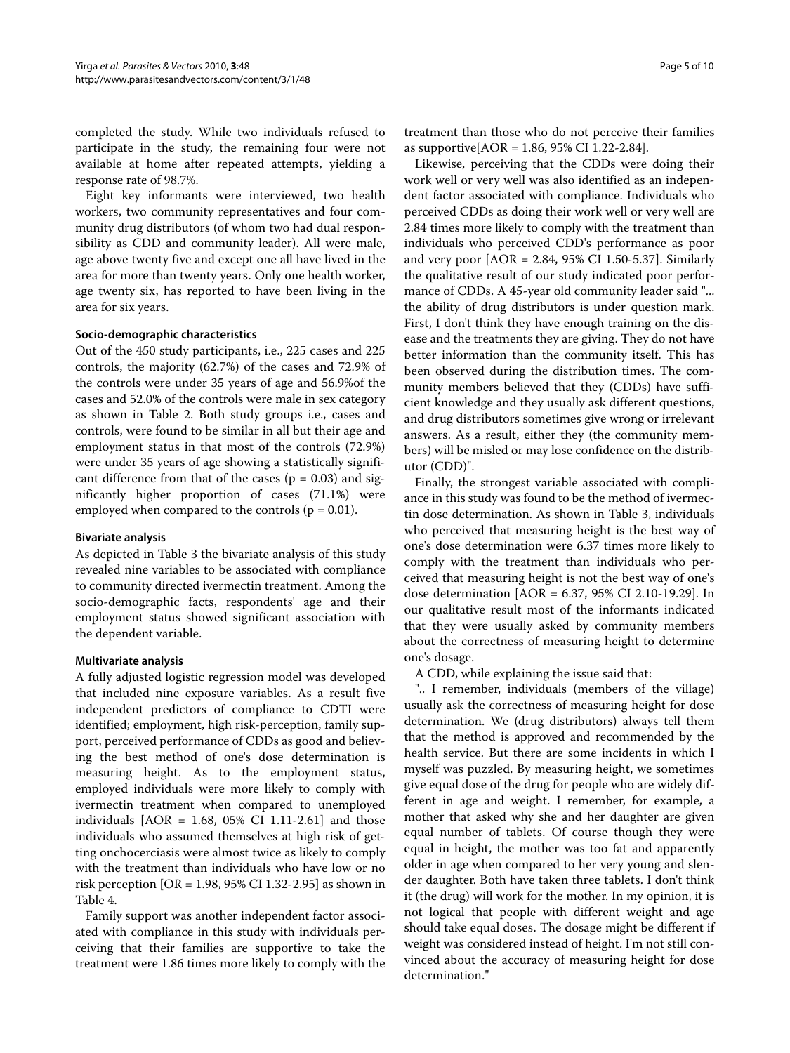completed the study. While two individuals refused to participate in the study, the remaining four were not available at home after repeated attempts, yielding a response rate of 98.7%.

Eight key informants were interviewed, two health workers, two community representatives and four community drug distributors (of whom two had dual responsibility as CDD and community leader). All were male, age above twenty five and except one all have lived in the area for more than twenty years. Only one health worker, age twenty six, has reported to have been living in the area for six years.

#### Socio-demographic characteristics

Out of the 450 study participants, i.e., 225 cases and 225 controls, the majority (62.7%) of the cases and 72.9% of the controls were under 35 years of age and 56.9%of the cases and 52.0% of the controls were male in sex category as shown in Table 2. Both study groups i.e., cases and controls, were found to be similar in all but their age and employment status in that most of the controls (72.9%) were under 35 years of age showing a statistically significant difference from that of the cases (p = 0.03) and significantly higher proportion of cases (71.1%) were employed when compared to the controls (p = 0.01).

#### Bivariate analysis

As depicted in Table 3 the bivariate analysis of this study revealed nine variables to be associated with compliance to community directed ivermectin treatment. Among the socio-demographic facts, respondents' age and their employment status showed significant association with the dependent variable.

#### Multivariate analysis

A fully adjusted logistic regression model was developed that included nine exposure variables. As a result five independent predictors of compliance to CDTI were identified; employment, high risk-perception, family support, perceived performance of CDDs as good and believing the best method of one's dose determination is measuring height. As to the employment status, employed individuals were more likely to comply with ivermectin treatment when compared to unemployed individuals [AOR = 1.68, 05% CI 1.11-2.61] and those individuals who assumed themselves at high risk of getting onchocerciasis were almost twice as likely to comply with the treatment than individuals who have low or no risk perception [OR = 1.98, 95% CI 1.32-2.95] as shown in Table 4.

Family support was another independent factor associated with compliance in this study with individuals perceiving that their families are supportive to take the treatment were 1.86 times more likely to comply with the treatment than those who do not perceive their families as supportive[AOR = 1.86, 95% CI 1.22-2.84].

Likewise, perceiving that the CDDs were doing their work well or very well was also identified as an independent factor associated with compliance. Individuals who perceived CDDs as doing their work well or very well are 2.84 times more likely to comply with the treatment than individuals who perceived CDD's performance as poor and very poor [AOR = 2.84, 95% CI 1.50-5.37]. Similarly the qualitative result of our study indicated poor performance of CDDs. A 45-year old community leader said "... the ability of drug distributors is under question mark. First, I don't think they have enough training on the disease and the treatments they are giving. They do not have better information than the community itself. This has been observed during the distribution times. The community members believed that they (CDDs) have sufficient knowledge and they usually ask different questions, and drug distributors sometimes give wrong or irrelevant answers. As a result, either they (the community members) will be misled or may lose confidence on the distributor (CDD)".

Finally, the strongest variable associated with compliance in this study was found to be the method of ivermectin dose determination. As shown in Table 3, individuals who perceived that measuring height is the best way of one's dose determination were 6.37 times more likely to comply with the treatment than individuals who perceived that measuring height is not the best way of one's dose determination [AOR = 6.37, 95% CI 2.10-19.29]. In our qualitative result most of the informants indicated that they were usually asked by community members about the correctness of measuring height to determine one's dosage.

A CDD, while explaining the issue said that:

".. I remember, individuals (members of the village) usually ask the correctness of measuring height for dose determination. We (drug distributors) always tell them that the method is approved and recommended by the health service. But there are some incidents in which I myself was puzzled. By measuring height, we sometimes give equal dose of the drug for people who are widely different in age and weight. I remember, for example, a mother that asked why she and her daughter are given equal number of tablets. Of course though they were equal in height, the mother was too fat and apparently older in age when compared to her very young and slender daughter. Both have taken three tablets. I don't think it (the drug) will work for the mother. In my opinion, it is not logical that people with different weight and age should take equal doses. The dosage might be different if weight was considered instead of height. I'm not still convinced about the accuracy of measuring height for dose determination."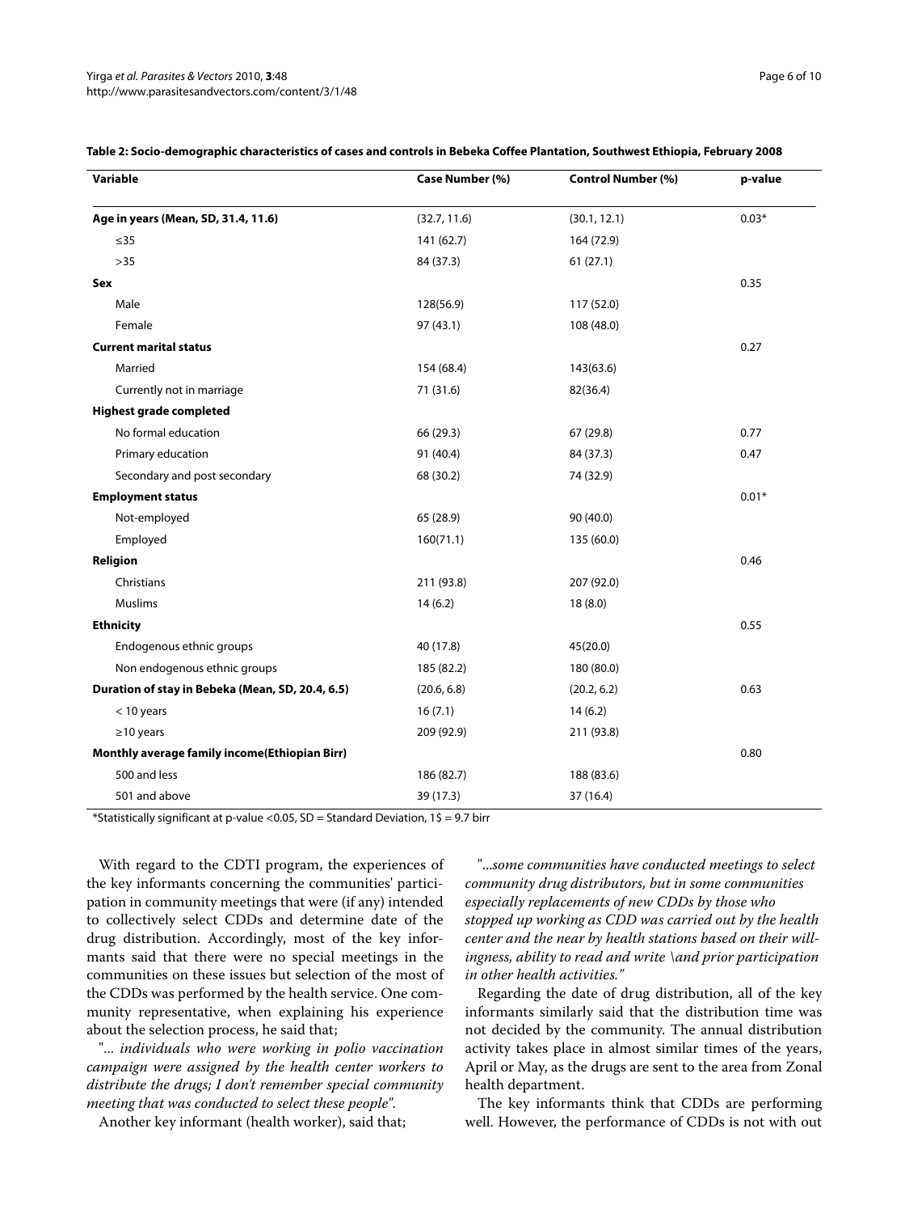**Table 2: Socio-demographic characteristics of cases and controls in Bebeka Coffee Plantation, Southwest Ethiopia, February 2008**

| Variable | Case Number (%) | Control Number (%) | p-value |
|---|---|---|---|
| **Age in years (Mean, SD, 31.4, 11.6)** | (32.7, 11.6) | (30.1, 12.1) | 0.03* |
| ≤35 | 141 (62.7) | 164 (72.9) | |
| >35 | 84 (37.3) | 61 (27.1) | |
| **Sex** | | | 0.35 |
| Male | 128(56.9) | 117 (52.0) | |
| Female | 97 (43.1) | 108 (48.0) | |
| **Current marital status** | | | 0.27 |
| Married | 154 (68.4) | 143(63.6) | |
| Currently not in marriage | 71 (31.6) | 82(36.4) | |
| **Highest grade completed** | | | |
| No formal education | 66 (29.3) | 67 (29.8) | 0.77 |
| Primary education | 91 (40.4) | 84 (37.3) | 0.47 |
| Secondary and post secondary | 68 (30.2) | 74 (32.9) | |
| **Employment status** | | | 0.01* |
| Not-employed | 65 (28.9) | 90 (40.0) | |
| Employed | 160(71.1) | 135 (60.0) | |
| **Religion** | | | 0.46 |
| Christians | 211 (93.8) | 207 (92.0) | |
| Muslims | 14 (6.2) | 18 (8.0) | |
| **Ethnicity** | | | 0.55 |
| Endogenous ethnic groups | 40 (17.8) | 45(20.0) | |
| Non endogenous ethnic groups | 185 (82.2) | 180 (80.0) | |
| **Duration of stay in Bebeka (Mean, SD, 20.4, 6.5)** | (20.6, 6.8) | (20.2, 6.2) | 0.63 |
| < 10 years | 16 (7.1) | 14 (6.2) | |
| ≥10 years | 209 (92.9) | 211 (93.8) | |
| **Monthly average family income(Ethiopian Birr)** | | | 0.80 |
| 500 and less | 186 (82.7) | 188 (83.6) | |
| 501 and above | 39 (17.3) | 37 (16.4) | |

*Statistically significant at p-value <0.05, SD = Standard Deviation, 1$ = 9.7 birr

With regard to the CDTI program, the experiences of the key informants concerning the communities' participation in community meetings that were (if any) intended to collectively select CDDs and determine date of the drug distribution. Accordingly, most of the key informants said that there were no special meetings in the communities on these issues but selection of the most of the CDDs was performed by the health service. One community representative, when explaining his experience about the selection process, he said that;

"... *individuals who were working in polio vaccination campaign were assigned by the health center workers to distribute the drugs; I don't remember special community meeting that was conducted to select these people".*

Another key informant (health worker), said that;

"...*some communities have conducted meetings to select community drug distributors, but in some communities especially replacements of new CDDs by those who stopped up working as CDD was carried out by the health center and the near by health stations based on their willingness, ability to read and write \and prior participation in other health activities."*

Regarding the date of drug distribution, all of the key informants similarly said that the distribution time was not decided by the community. The annual distribution activity takes place in almost similar times of the years, April or May, as the drugs are sent to the area from Zonal health department.

The key informants think that CDDs are performing well. However, the performance of CDDs is not with out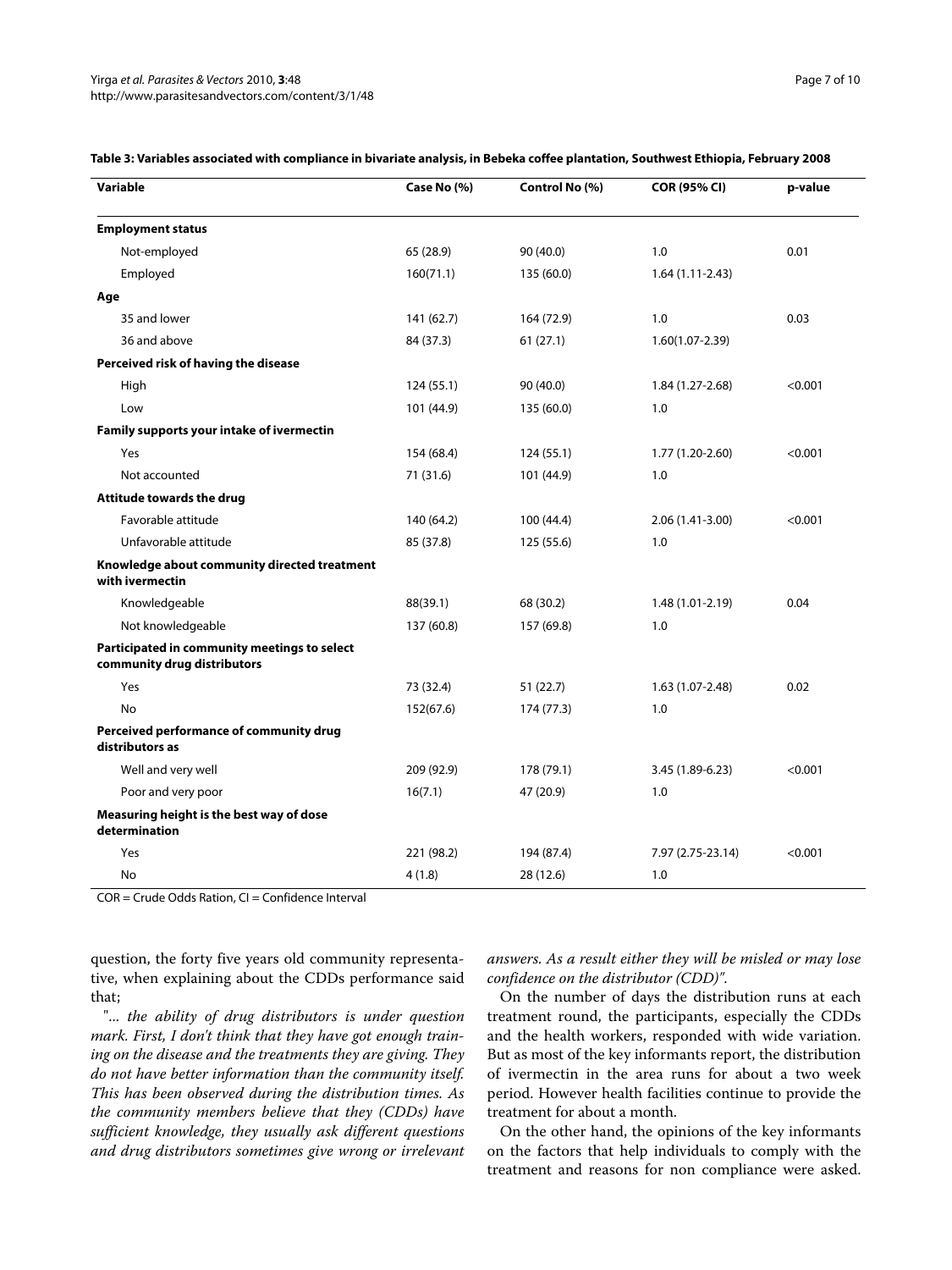**Table 3: Variables associated with compliance in bivariate analysis, in Bebeka coffee plantation, Southwest Ethiopia, February 2008**

| Variable | Case No (%) | Control No (%) | COR (95% CI) | p-value |
|---|---|---|---|---|
| **Employment status** | | | | |
| Not-employed | 65 (28.9) | 90 (40.0) | 1.0 | 0.01 |
| Employed | 160(71.1) | 135 (60.0) | 1.64 (1.11-2.43) | |
| **Age** | | | | |
| 35 and lower | 141 (62.7) | 164 (72.9) | 1.0 | 0.03 |
| 36 and above | 84 (37.3) | 61 (27.1) | 1.60(1.07-2.39) | |
| **Perceived risk of having the disease** | | | | |
| High | 124 (55.1) | 90 (40.0) | 1.84 (1.27-2.68) | <0.001 |
| Low | 101 (44.9) | 135 (60.0) | 1.0 | |
| **Family supports your intake of ivermectin** | | | | |
| Yes | 154 (68.4) | 124 (55.1) | 1.77 (1.20-2.60) | <0.001 |
| Not accounted | 71 (31.6) | 101 (44.9) | 1.0 | |
| **Attitude towards the drug** | | | | |
| Favorable attitude | 140 (64.2) | 100 (44.4) | 2.06 (1.41-3.00) | <0.001 |
| Unfavorable attitude | 85 (37.8) | 125 (55.6) | 1.0 | |
| **Knowledge about community directed treatment with ivermectin** | | | | |
| Knowledgeable | 88(39.1) | 68 (30.2) | 1.48 (1.01-2.19) | 0.04 |
| Not knowledgeable | 137 (60.8) | 157 (69.8) | 1.0 | |
| **Participated in community meetings to select community drug distributors** | | | | |
| Yes | 73 (32.4) | 51 (22.7) | 1.63 (1.07-2.48) | 0.02 |
| No | 152(67.6) | 174 (77.3) | 1.0 | |
| **Perceived performance of community drug distributors as** | | | | |
| Well and very well | 209 (92.9) | 178 (79.1) | 3.45 (1.89-6.23) | <0.001 |
| Poor and very poor | 16(7.1) | 47 (20.9) | 1.0 | |
| **Measuring height is the best way of dose determination** | | | | |
| Yes | 221 (98.2) | 194 (87.4) | 7.97 (2.75-23.14) | <0.001 |
| No | 4 (1.8) | 28 (12.6) | 1.0 | |

COR = Crude Odds Ration, CI = Confidence Interval

question, the forty five years old community representative, when explaining about the CDDs performance said that;

"... *the ability of drug distributors is under question mark. First, I don't think that they have got enough training on the disease and the treatments they are giving. They do not have better information than the community itself. This has been observed during the distribution times. As the community members believe that they (CDDs) have sufficient knowledge, they usually ask different questions and drug distributors sometimes give wrong or irrelevant answers. As a result either they will be misled or may lose confidence on the distributor (CDD)"*.

On the number of days the distribution runs at each treatment round, the participants, especially the CDDs and the health workers, responded with wide variation. But as most of the key informants report, the distribution of ivermectin in the area runs for about a two week period. However health facilities continue to provide the treatment for about a month.

On the other hand, the opinions of the key informants on the factors that help individuals to comply with the treatment and reasons for non compliance were asked.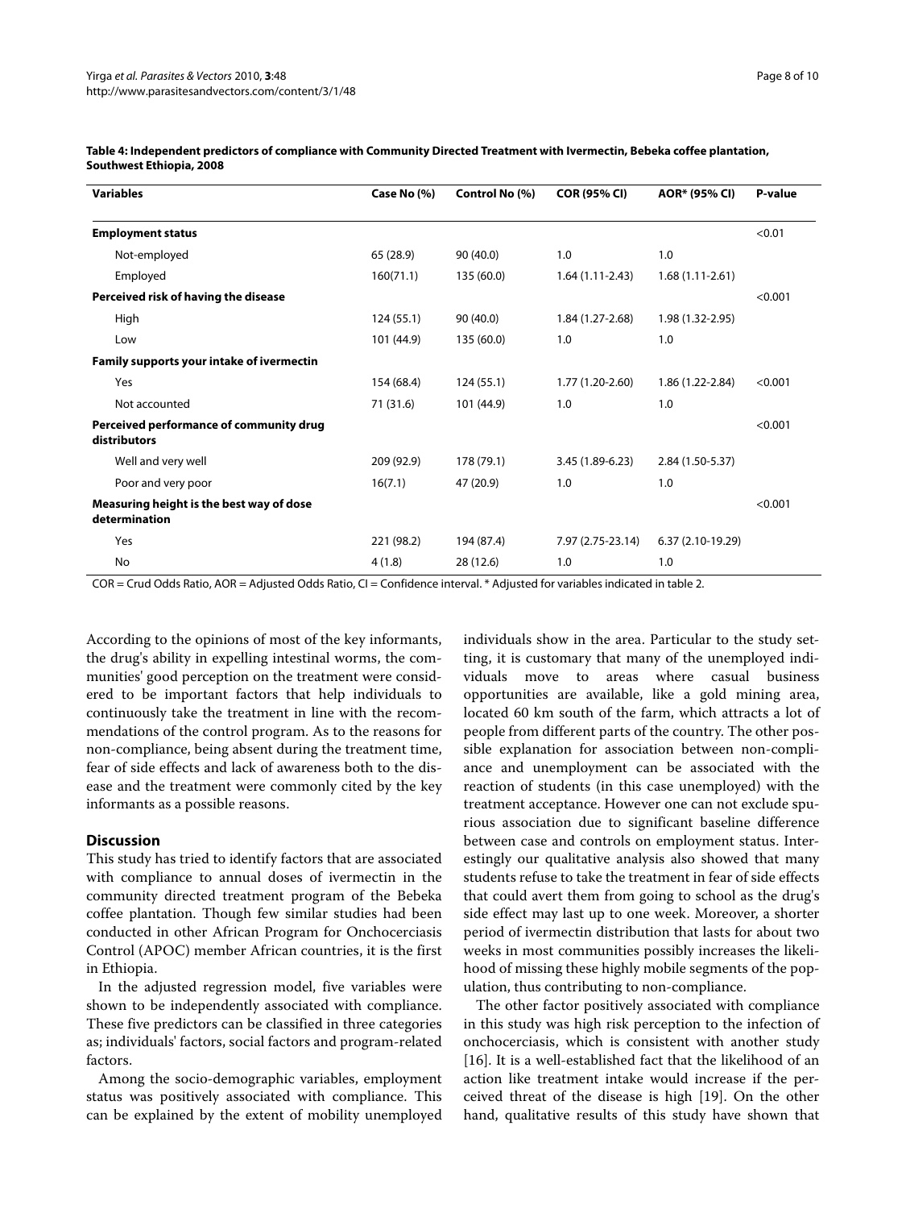**Table 4: Independent predictors of compliance with Community Directed Treatment with Ivermectin, Bebeka coffee plantation, Southwest Ethiopia, 2008**

| Variables | Case No (%) | Control No (%) | COR (95% CI) | AOR* (95% CI) | P-value |
|---|---|---|---|---|---|
| **Employment status** | | | | | <0.01 |
| Not-employed | 65 (28.9) | 90 (40.0) | 1.0 | 1.0 | |
| Employed | 160(71.1) | 135 (60.0) | 1.64 (1.11-2.43) | 1.68 (1.11-2.61) | |
| **Perceived risk of having the disease** | | | | | <0.001 |
| High | 124 (55.1) | 90 (40.0) | 1.84 (1.27-2.68) | 1.98 (1.32-2.95) | |
| Low | 101 (44.9) | 135 (60.0) | 1.0 | 1.0 | |
| **Family supports your intake of ivermectin** | | | | | |
| Yes | 154 (68.4) | 124 (55.1) | 1.77 (1.20-2.60) | 1.86 (1.22-2.84) | <0.001 |
| Not accounted | 71 (31.6) | 101 (44.9) | 1.0 | 1.0 | |
| **Perceived performance of community drug distributors** | | | | | <0.001 |
| Well and very well | 209 (92.9) | 178 (79.1) | 3.45 (1.89-6.23) | 2.84 (1.50-5.37) | |
| Poor and very poor | 16(7.1) | 47 (20.9) | 1.0 | 1.0 | |
| **Measuring height is the best way of dose determination** | | | | | <0.001 |
| Yes | 221 (98.2) | 194 (87.4) | 7.97 (2.75-23.14) | 6.37 (2.10-19.29) | |
| No | 4 (1.8) | 28 (12.6) | 1.0 | 1.0 | |

COR = Crud Odds Ratio, AOR = Adjusted Odds Ratio, CI = Confidence interval. * Adjusted for variables indicated in table 2.

According to the opinions of most of the key informants, the drug's ability in expelling intestinal worms, the communities' good perception on the treatment were considered to be important factors that help individuals to continuously take the treatment in line with the recommendations of the control program. As to the reasons for non-compliance, being absent during the treatment time, fear of side effects and lack of awareness both to the disease and the treatment were commonly cited by the key informants as a possible reasons.

## Discussion

This study has tried to identify factors that are associated with compliance to annual doses of ivermectin in the community directed treatment program of the Bebeka coffee plantation. Though few similar studies had been conducted in other African Program for Onchocerciasis Control (APOC) member African countries, it is the first in Ethiopia.

In the adjusted regression model, five variables were shown to be independently associated with compliance. These five predictors can be classified in three categories as; individuals' factors, social factors and program-related factors.

Among the socio-demographic variables, employment status was positively associated with compliance. This can be explained by the extent of mobility unemployed individuals show in the area. Particular to the study setting, it is customary that many of the unemployed individuals move to areas where casual business opportunities are available, like a gold mining area, located 60 km south of the farm, which attracts a lot of people from different parts of the country. The other possible explanation for association between non-compliance and unemployment can be associated with the reaction of students (in this case unemployed) with the treatment acceptance. However one can not exclude spurious association due to significant baseline difference between case and controls on employment status. Interestingly our qualitative analysis also showed that many students refuse to take the treatment in fear of side effects that could avert them from going to school as the drug's side effect may last up to one week. Moreover, a shorter period of ivermectin distribution that lasts for about two weeks in most communities possibly increases the likelihood of missing these highly mobile segments of the population, thus contributing to non-compliance.

The other factor positively associated with compliance in this study was high risk perception to the infection of onchocerciasis, which is consistent with another study [16]. It is a well-established fact that the likelihood of an action like treatment intake would increase if the perceived threat of the disease is high [19]. On the other hand, qualitative results of this study have shown that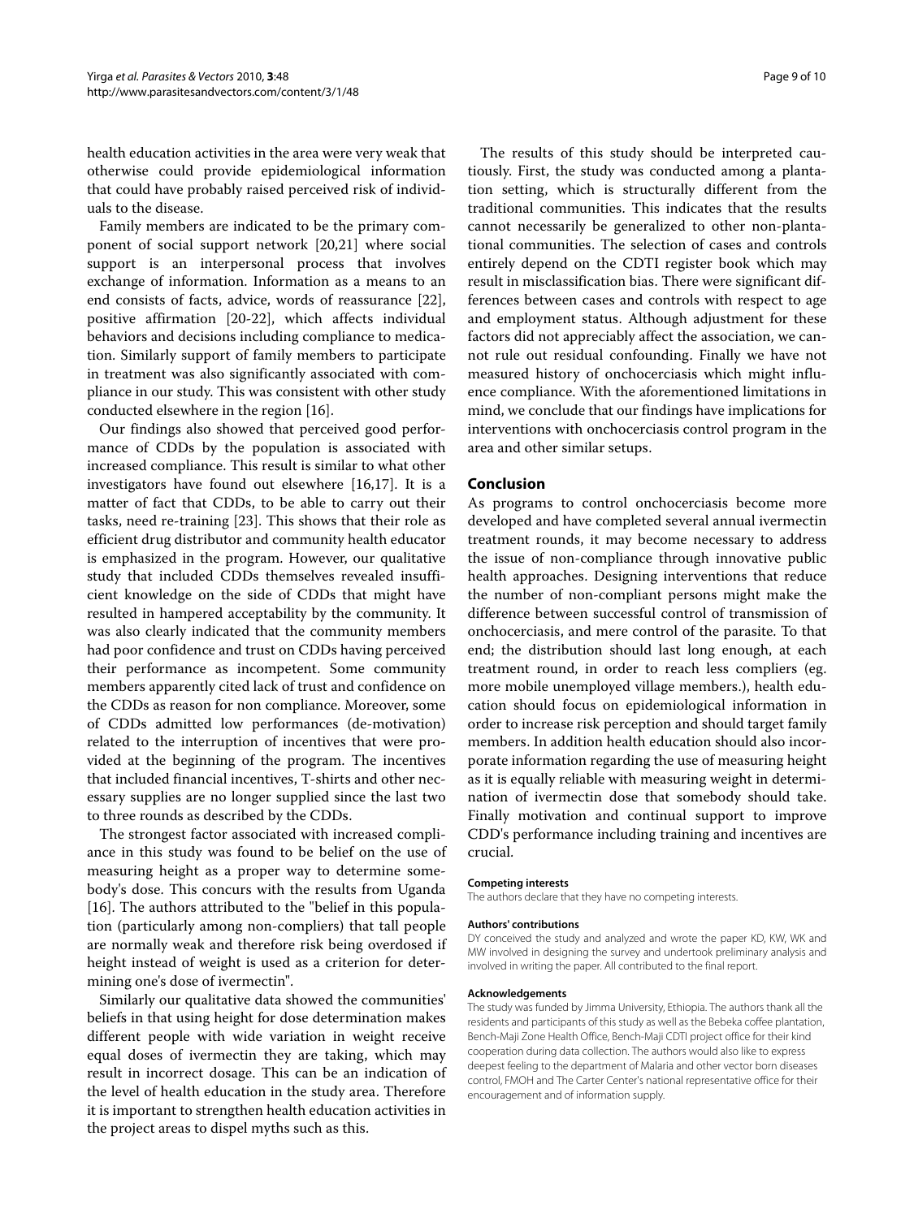health education activities in the area were very weak that otherwise could provide epidemiological information that could have probably raised perceived risk of individuals to the disease.

Family members are indicated to be the primary component of social support network [20,21] where social support is an interpersonal process that involves exchange of information. Information as a means to an end consists of facts, advice, words of reassurance [22], positive affirmation [20-22], which affects individual behaviors and decisions including compliance to medication. Similarly support of family members to participate in treatment was also significantly associated with compliance in our study. This was consistent with other study conducted elsewhere in the region [16].

Our findings also showed that perceived good performance of CDDs by the population is associated with increased compliance. This result is similar to what other investigators have found out elsewhere [16,17]. It is a matter of fact that CDDs, to be able to carry out their tasks, need re-training [23]. This shows that their role as efficient drug distributor and community health educator is emphasized in the program. However, our qualitative study that included CDDs themselves revealed insufficient knowledge on the side of CDDs that might have resulted in hampered acceptability by the community. It was also clearly indicated that the community members had poor confidence and trust on CDDs having perceived their performance as incompetent. Some community members apparently cited lack of trust and confidence on the CDDs as reason for non compliance. Moreover, some of CDDs admitted low performances (de-motivation) related to the interruption of incentives that were provided at the beginning of the program. The incentives that included financial incentives, T-shirts and other necessary supplies are no longer supplied since the last two to three rounds as described by the CDDs.

The strongest factor associated with increased compliance in this study was found to be belief on the use of measuring height as a proper way to determine somebody's dose. This concurs with the results from Uganda [16]. The authors attributed to the "belief in this population (particularly among non-compliers) that tall people are normally weak and therefore risk being overdosed if height instead of weight is used as a criterion for determining one's dose of ivermectin".

Similarly our qualitative data showed the communities' beliefs in that using height for dose determination makes different people with wide variation in weight receive equal doses of ivermectin they are taking, which may result in incorrect dosage. This can be an indication of the level of health education in the study area. Therefore it is important to strengthen health education activities in the project areas to dispel myths such as this.

The results of this study should be interpreted cautiously. First, the study was conducted among a plantation setting, which is structurally different from the traditional communities. This indicates that the results cannot necessarily be generalized to other non-plantational communities. The selection of cases and controls entirely depend on the CDTI register book which may result in misclassification bias. There were significant differences between cases and controls with respect to age and employment status. Although adjustment for these factors did not appreciably affect the association, we cannot rule out residual confounding. Finally we have not measured history of onchocerciasis which might influence compliance. With the aforementioned limitations in mind, we conclude that our findings have implications for interventions with onchocerciasis control program in the area and other similar setups.

## Conclusion

As programs to control onchocerciasis become more developed and have completed several annual ivermectin treatment rounds, it may become necessary to address the issue of non-compliance through innovative public health approaches. Designing interventions that reduce the number of non-compliant persons might make the difference between successful control of transmission of onchocerciasis, and mere control of the parasite. To that end; the distribution should last long enough, at each treatment round, in order to reach less compliers (eg. more mobile unemployed village members.), health education should focus on epidemiological information in order to increase risk perception and should target family members. In addition health education should also incorporate information regarding the use of measuring height as it is equally reliable with measuring weight in determination of ivermectin dose that somebody should take. Finally motivation and continual support to improve CDD's performance including training and incentives are crucial.

#### Competing interests

The authors declare that they have no competing interests.

#### Authors' contributions

DY conceived the study and analyzed and wrote the paper KD, KW, WK and MW involved in designing the survey and undertook preliminary analysis and involved in writing the paper. All contributed to the final report.

#### Acknowledgements

The study was funded by Jimma University, Ethiopia. The authors thank all the residents and participants of this study as well as the Bebeka coffee plantation, Bench-Maji Zone Health Office, Bench-Maji CDTI project office for their kind cooperation during data collection. The authors would also like to express deepest feeling to the department of Malaria and other vector born diseases control, FMOH and The Carter Center's national representative office for their encouragement and of information supply.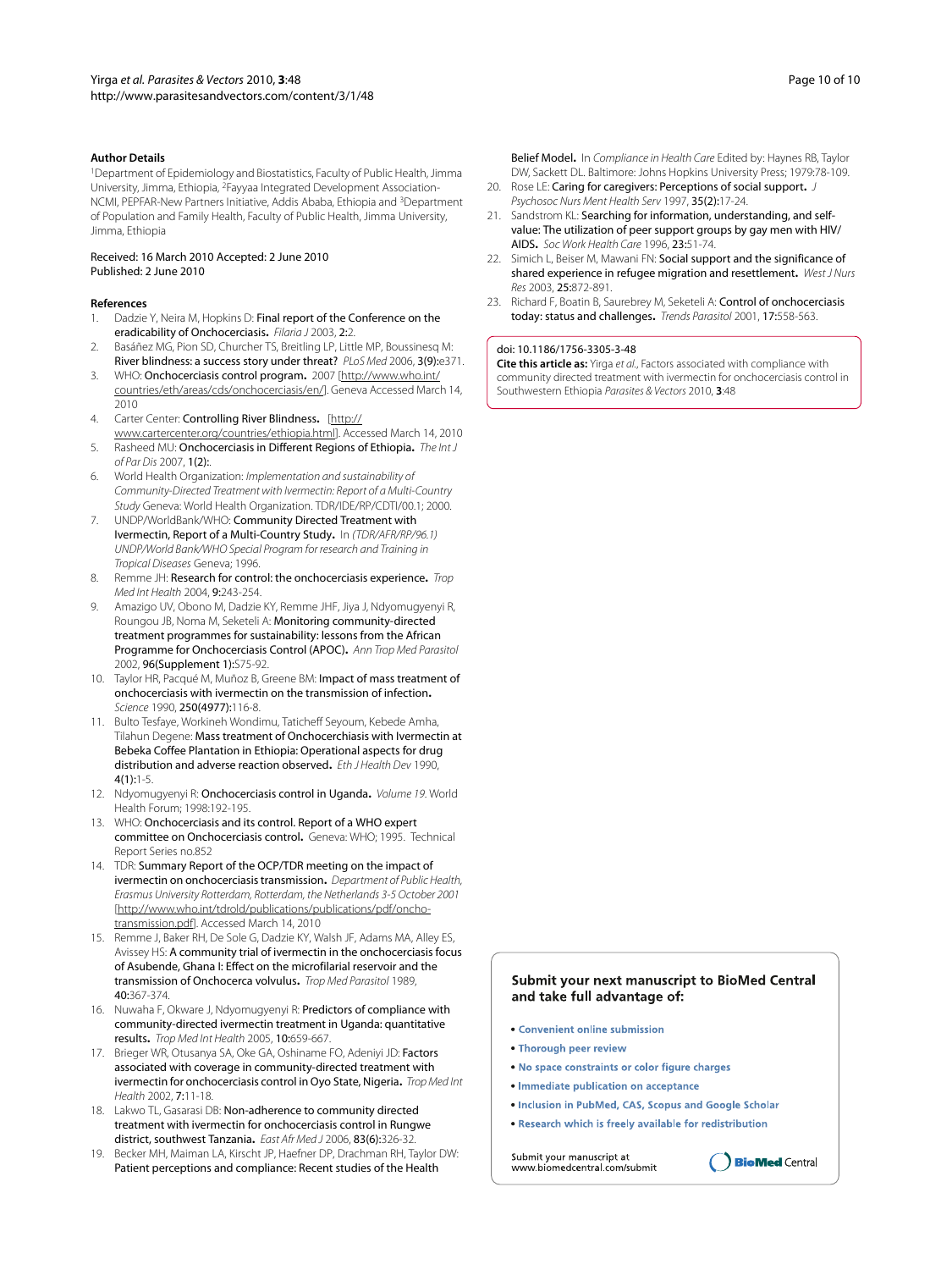### Author Details

[1]Department of Epidemiology and Biostatistics, Faculty of Public Health, Jimma University, Jimma, Ethiopia, [2]Fayyaa Integrated Development Association-NCMI, PEPFAR-New Partners Initiative, Addis Ababa, Ethiopia and [3]Department of Population and Family Health, Faculty of Public Health, Jimma University, Jimma, Ethiopia

Received: 16 March 2010 Accepted: 2 June 2010
Published: 2 June 2010

### References

1. Dadzie Y, Neira M, Hopkins D: **Final report of the Conference on the eradicability of Onchocerciasis.** *Filaria J* 2003, **2**:2.
2. Basáñez MG, Pion SD, Churcher TS, Breitling LP, Little MP, Boussinesq M: **River blindness: a success story under threat?** *PLoS Med* 2006, **3(9)**:e371.
3. WHO: **Onchocerciasis control program.** 2007 [http://www.who.int/countries/eth/areas/cds/onchocerciasis/en/]. Geneva Accessed March 14, 2010
4. Carter Center: **Controlling River Blindness.** [http://www.cartercenter.org/countries/ethiopia.html]. Accessed March 14, 2010
5. Rasheed MU: **Onchocerciasis in Different Regions of Ethiopia.** *The Int J of Par Dis* 2007, **1(2)**:.
6. World Health Organization: *Implementation and sustainability of Community-Directed Treatment with Ivermectin: Report of a Multi-Country Study* Geneva: World Health Organization. TDR/IDE/RP/CDTI/00.1; 2000.
7. UNDP/WorldBank/WHO: **Community Directed Treatment with Ivermectin, Report of a Multi-Country Study.** In *(TDR/AFR/RP/96.1) UNDP/World Bank/WHO Special Program for research and Training in Tropical Diseases* Geneva; 1996.
8. Remme JH: **Research for control: the onchocerciasis experience.** *Trop Med Int Health* 2004, **9**:243-254.
9. Amazigo UV, Obono M, Dadzie KY, Remme JHF, Jiya J, Ndyomugyenyi R, Roungou JB, Noma M, Seketeli A: **Monitoring community-directed treatment programmes for sustainability: lessons from the African Programme for Onchocerciasis Control (APOC).** *Ann Trop Med Parasitol* 2002, **96(Supplement 1)**:S75-92.
10. Taylor HR, Pacqué M, Muñoz B, Greene BM: **Impact of mass treatment of onchocerciasis with ivermectin on the transmission of infection.** *Science* 1990, **250(4977)**:116-8.
11. Bulto Tesfaye, Workineh Wondimu, Taticheff Seyoum, Kebede Amha, Tilahun Degene: **Mass treatment of Onchocerchiasis with Ivermectin at Bebeka Coffee Plantation in Ethiopia: Operational aspects for drug distribution and adverse reaction observed.** *Eth J Health Dev* 1990, **4(1)**:1-5.
12. Ndyomugyenyi R: **Onchocerciasis control in Uganda.** *Volume 19*. World Health Forum; 1998:192-195.
13. WHO: **Onchocerciasis and its control. Report of a WHO expert committee on Onchocerciasis control.** Geneva: WHO; 1995. Technical Report Series no.852
14. TDR: **Summary Report of the OCP/TDR meeting on the impact of ivermectin on onchocerciasis transmission.** *Department of Public Health, Erasmus University Rotterdam, Rotterdam, the Netherlands 3-5 October 2001* [http://www.who.int/tdrold/publications/publications/pdf/oncho-transmission.pdf]. Accessed March 14, 2010
15. Remme J, Baker RH, De Sole G, Dadzie KY, Walsh JF, Adams MA, Alley ES, Avissey HS: **A community trial of ivermectin in the onchocerciasis focus of Asubende, Ghana I: Effect on the microfilarial reservoir and the transmission of Onchocerca volvulus.** *Trop Med Parasitol* 1989, **40**:367-374.
16. Nuwaha F, Okware J, Ndyomugyenyi R: **Predictors of compliance with community-directed ivermectin treatment in Uganda: quantitative results.** *Trop Med Int Health* 2005, **10**:659-667.
17. Brieger WR, Otusanya SA, Oke GA, Oshiname FO, Adeniyi JD: **Factors associated with coverage in community-directed treatment with ivermectin for onchocerciasis control in Oyo State, Nigeria.** *Trop Med Int Health* 2002, **7**:11-18.
18. Lakwo TL, Gasarasi DB: **Non-adherence to community directed treatment with ivermectin for onchocerciasis control in Rungwe district, southwest Tanzania.** *East Afr Med J* 2006, **83(6)**:326-32.
19. Becker MH, Maiman LA, Kirscht JP, Haefner DP, Drachman RH, Taylor DW: **Patient perceptions and compliance: Recent studies of the Health Belief Model.** In *Compliance in Health Care* Edited by: Haynes RB, Taylor DW, Sackett DL. Baltimore: Johns Hopkins University Press; 1979:78-109.
20. Rose LE: **Caring for caregivers: Perceptions of social support.** *J Psychosoc Nurs Ment Health Serv* 1997, **35(2)**:17-24.
21. Sandstrom KL: **Searching for information, understanding, and self-value: The utilization of peer support groups by gay men with HIV/AIDS.** *Soc Work Health Care* 1996, **23**:51-74.
22. Simich L, Beiser M, Mawani FN: **Social support and the significance of shared experience in refugee migration and resettlement.** *West J Nurs Res* 2003, **25**:872-891.
23. Richard F, Boatin B, Saurebrey M, Seketeli A: **Control of onchocerciasis today: status and challenges.** *Trends Parasitol* 2001, **17**:558-563.

doi: 10.1186/1756-3305-3-48
**Cite this article as:** Yirga *et al.*, Factors associated with compliance with community directed treatment with ivermectin for onchocerciasis control in Southwestern Ethiopia *Parasites & Vectors* 2010, **3**:48

**Submit your next manuscript to BioMed Central and take full advantage of:**

- Convenient online submission
- Thorough peer review
- No space constraints or color figure charges
- Immediate publication on acceptance
- Inclusion in PubMed, CAS, Scopus and Google Scholar
- Research which is freely available for redistribution

Submit your manuscript at
www.biomedcentral.com/submit

BioMed Central